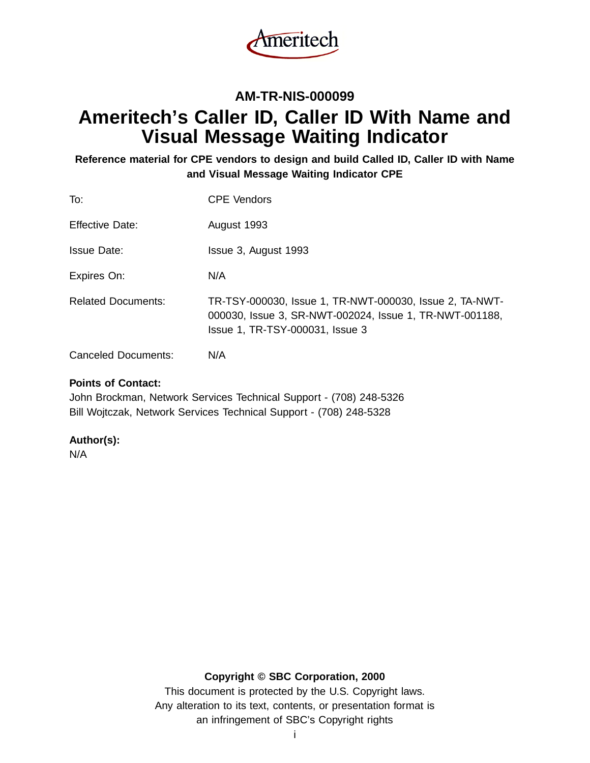Ameritech

**AM-TR-NIS-000099**

# Ameritech's Caller ID, Caller ID With Name and Visual Message Waiting Indicator

**Reference material for CPE vendors to design and build Called ID, Caller ID with Name and Visual Message Waiting Indicator CPE**

| | |
|---|---|
| To: | CPE Vendors |
| Effective Date: | August 1993 |
| Issue Date: | Issue 3, August 1993 |
| Expires On: | N/A |
| Related Documents: | TR-TSY-000030, Issue 1, TR-NWT-000030, Issue 2, TA-NWT-000030, Issue 3, SR-NWT-002024, Issue 1, TR-NWT-001188, Issue 1, TR-TSY-000031, Issue 3 |
| Canceled Documents: | N/A |

**Points of Contact:**
John Brockman, Network Services Technical Support - (708) 248-5326
Bill Wojtczak, Network Services Technical Support - (708) 248-5328

**Author(s):**
N/A

**Copyright © SBC Corporation, 2000**
This document is protected by the U.S. Copyright laws.
Any alteration to its text, contents, or presentation format is
an infringement of SBC's Copyright rights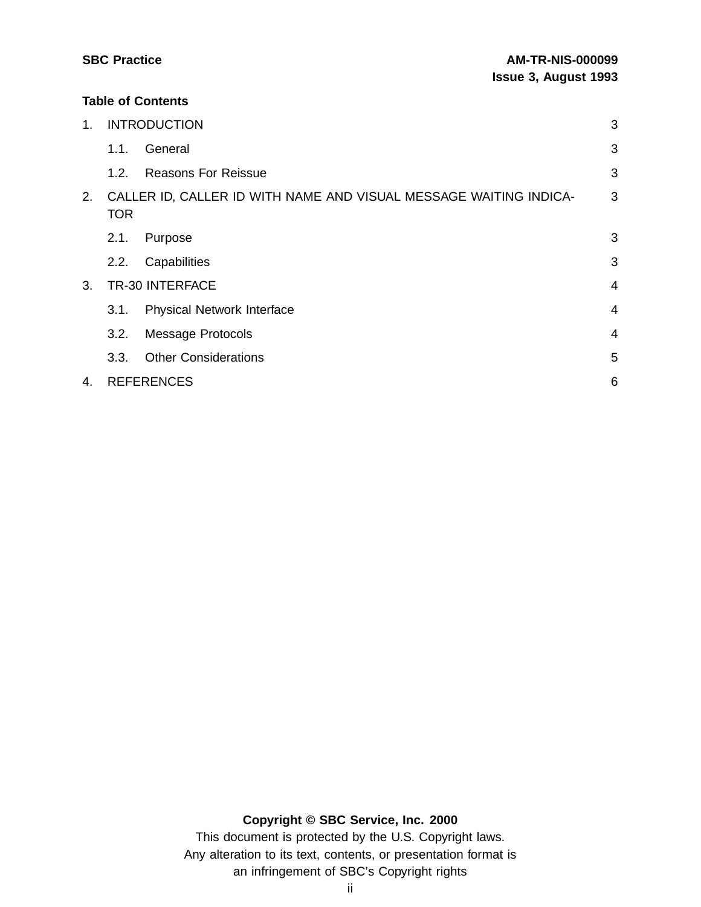**Table of Contents**

| | | |
|---|---|---|
| 1. | INTRODUCTION | 3 |
| | 1.1. General | 3 |
| | 1.2. Reasons For Reissue | 3 |
| 2. | CALLER ID, CALLER ID WITH NAME AND VISUAL MESSAGE WAITING INDICATOR | 3 |
| | 2.1. Purpose | 3 |
| | 2.2. Capabilities | 3 |
| 3. | TR-30 INTERFACE | 4 |
| | 3.1. Physical Network Interface | 4 |
| | 3.2. Message Protocols | 4 |
| | 3.3. Other Considerations | 5 |
| 4. | REFERENCES | 6 |

**Copyright © SBC Service, Inc. 2000**
This document is protected by the U.S. Copyright laws.
Any alteration to its text, contents, or presentation format is
an infringement of SBC's Copyright rights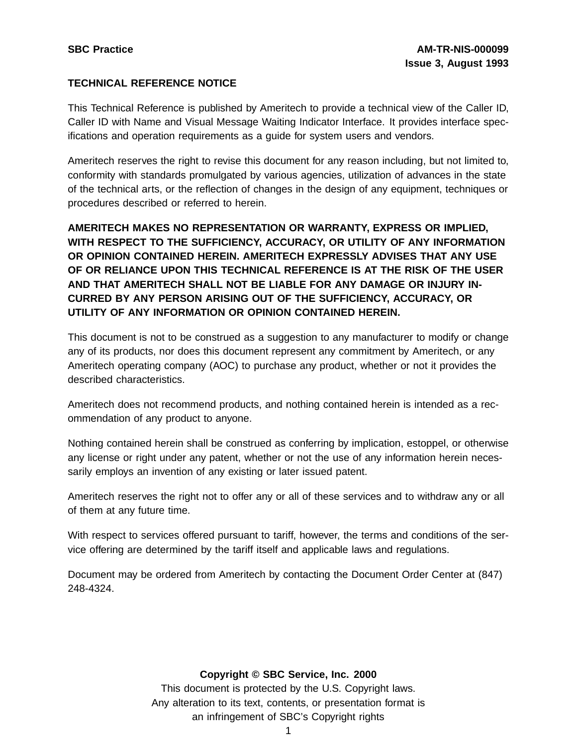**SBC Practice** **AM-TR-NIS-000099**
**Issue 3, August 1993**

**TECHNICAL REFERENCE NOTICE**

This Technical Reference is published by Ameritech to provide a technical view of the Caller ID, Caller ID with Name and Visual Message Waiting Indicator Interface. It provides interface specifications and operation requirements as a guide for system users and vendors.

Ameritech reserves the right to revise this document for any reason including, but not limited to, conformity with standards promulgated by various agencies, utilization of advances in the state of the technical arts, or the reflection of changes in the design of any equipment, techniques or procedures described or referred to herein.

**AMERITECH MAKES NO REPRESENTATION OR WARRANTY, EXPRESS OR IMPLIED, WITH RESPECT TO THE SUFFICIENCY, ACCURACY, OR UTILITY OF ANY INFORMATION OR OPINION CONTAINED HEREIN. AMERITECH EXPRESSLY ADVISES THAT ANY USE OF OR RELIANCE UPON THIS TECHNICAL REFERENCE IS AT THE RISK OF THE USER AND THAT AMERITECH SHALL NOT BE LIABLE FOR ANY DAMAGE OR INJURY INCURRED BY ANY PERSON ARISING OUT OF THE SUFFICIENCY, ACCURACY, OR UTILITY OF ANY INFORMATION OR OPINION CONTAINED HEREIN.**

This document is not to be construed as a suggestion to any manufacturer to modify or change any of its products, nor does this document represent any commitment by Ameritech, or any Ameritech operating company (AOC) to purchase any product, whether or not it provides the described characteristics.

Ameritech does not recommend products, and nothing contained herein is intended as a recommendation of any product to anyone.

Nothing contained herein shall be construed as conferring by implication, estoppel, or otherwise any license or right under any patent, whether or not the use of any information herein necessarily employs an invention of any existing or later issued patent.

Ameritech reserves the right not to offer any or all of these services and to withdraw any or all of them at any future time.

With respect to services offered pursuant to tariff, however, the terms and conditions of the service offering are determined by the tariff itself and applicable laws and regulations.

Document may be ordered from Ameritech by contacting the Document Order Center at (847) 248-4324.

**Copyright © SBC Service, Inc. 2000**
This document is protected by the U.S. Copyright laws.
Any alteration to its text, contents, or presentation format is
an infringement of SBC's Copyright rights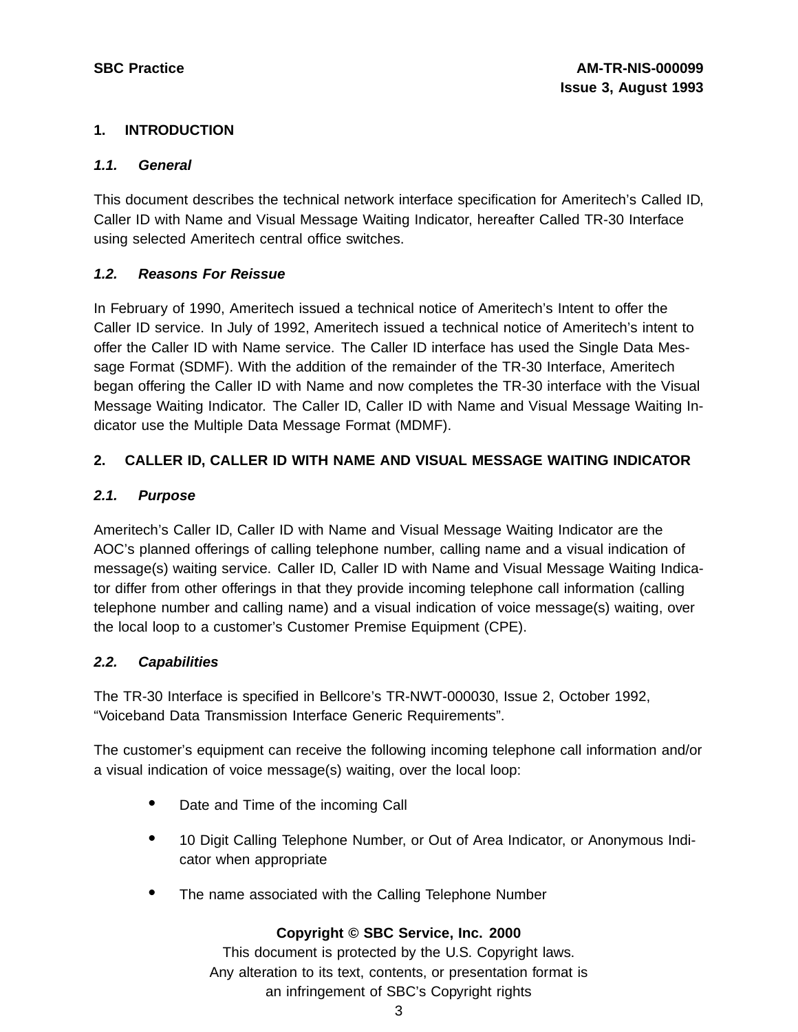# 1. INTRODUCTION

## *1.1. General*

This document describes the technical network interface specification for Ameritech's Called ID, Caller ID with Name and Visual Message Waiting Indicator, hereafter Called TR-30 Interface using selected Ameritech central office switches.

## *1.2. Reasons For Reissue*

In February of 1990, Ameritech issued a technical notice of Ameritech's Intent to offer the Caller ID service. In July of 1992, Ameritech issued a technical notice of Ameritech's intent to offer the Caller ID with Name service. The Caller ID interface has used the Single Data Message Format (SDMF). With the addition of the remainder of the TR-30 Interface, Ameritech began offering the Caller ID with Name and now completes the TR-30 interface with the Visual Message Waiting Indicator. The Caller ID, Caller ID with Name and Visual Message Waiting Indicator use the Multiple Data Message Format (MDMF).

# 2. CALLER ID, CALLER ID WITH NAME AND VISUAL MESSAGE WAITING INDICATOR

## *2.1. Purpose*

Ameritech's Caller ID, Caller ID with Name and Visual Message Waiting Indicator are the AOC's planned offerings of calling telephone number, calling name and a visual indication of message(s) waiting service. Caller ID, Caller ID with Name and Visual Message Waiting Indicator differ from other offerings in that they provide incoming telephone call information (calling telephone number and calling name) and a visual indication of voice message(s) waiting, over the local loop to a customer's Customer Premise Equipment (CPE).

## *2.2. Capabilities*

The TR-30 Interface is specified in Bellcore's TR-NWT-000030, Issue 2, October 1992, "Voiceband Data Transmission Interface Generic Requirements".

The customer's equipment can receive the following incoming telephone call information and/or a visual indication of voice message(s) waiting, over the local loop:

- Date and Time of the incoming Call
- 10 Digit Calling Telephone Number, or Out of Area Indicator, or Anonymous Indicator when appropriate
- The name associated with the Calling Telephone Number

**Copyright © SBC Service, Inc. 2000**
This document is protected by the U.S. Copyright laws.
Any alteration to its text, contents, or presentation format is
an infringement of SBC's Copyright rights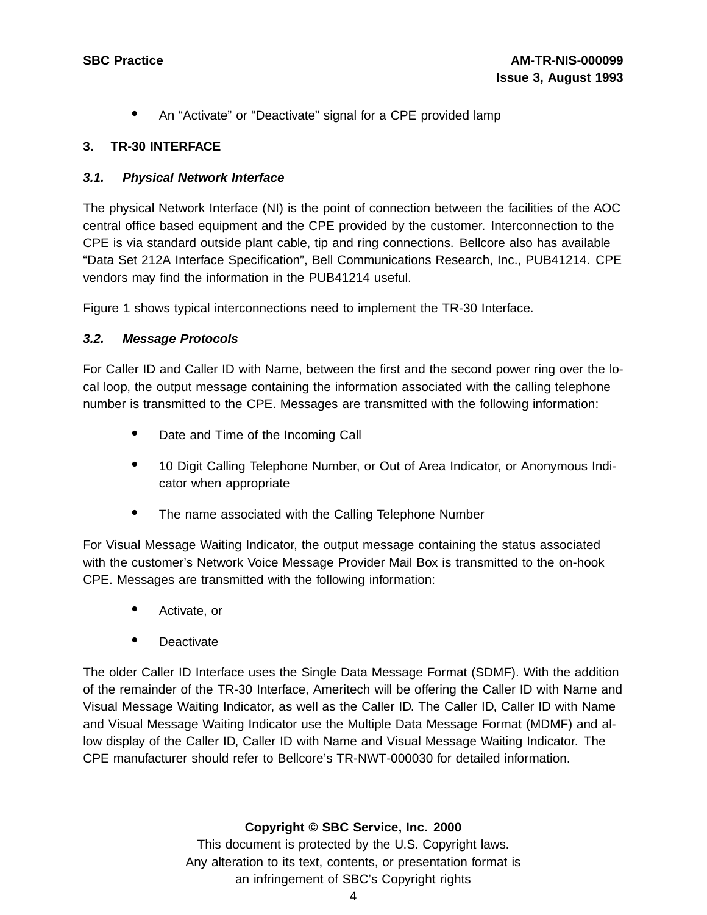- An “Activate” or “Deactivate” signal for a CPE provided lamp

## 3. TR-30 INTERFACE

### *3.1. Physical Network Interface*

The physical Network Interface (NI) is the point of connection between the facilities of the AOC central office based equipment and the CPE provided by the customer. Interconnection to the CPE is via standard outside plant cable, tip and ring connections. Bellcore also has available “Data Set 212A Interface Specification”, Bell Communications Research, Inc., PUB41214. CPE vendors may find the information in the PUB41214 useful.

Figure 1 shows typical interconnections need to implement the TR-30 Interface.

### *3.2. Message Protocols*

For Caller ID and Caller ID with Name, between the first and the second power ring over the local loop, the output message containing the information associated with the calling telephone number is transmitted to the CPE. Messages are transmitted with the following information:

- Date and Time of the Incoming Call
- 10 Digit Calling Telephone Number, or Out of Area Indicator, or Anonymous Indicator when appropriate
- The name associated with the Calling Telephone Number

For Visual Message Waiting Indicator, the output message containing the status associated with the customer’s Network Voice Message Provider Mail Box is transmitted to the on-hook CPE. Messages are transmitted with the following information:

- Activate, or
- Deactivate

The older Caller ID Interface uses the Single Data Message Format (SDMF). With the addition of the remainder of the TR-30 Interface, Ameritech will be offering the Caller ID with Name and Visual Message Waiting Indicator, as well as the Caller ID. The Caller ID, Caller ID with Name and Visual Message Waiting Indicator use the Multiple Data Message Format (MDMF) and allow display of the Caller ID, Caller ID with Name and Visual Message Waiting Indicator. The CPE manufacturer should refer to Bellcore’s TR-NWT-000030 for detailed information.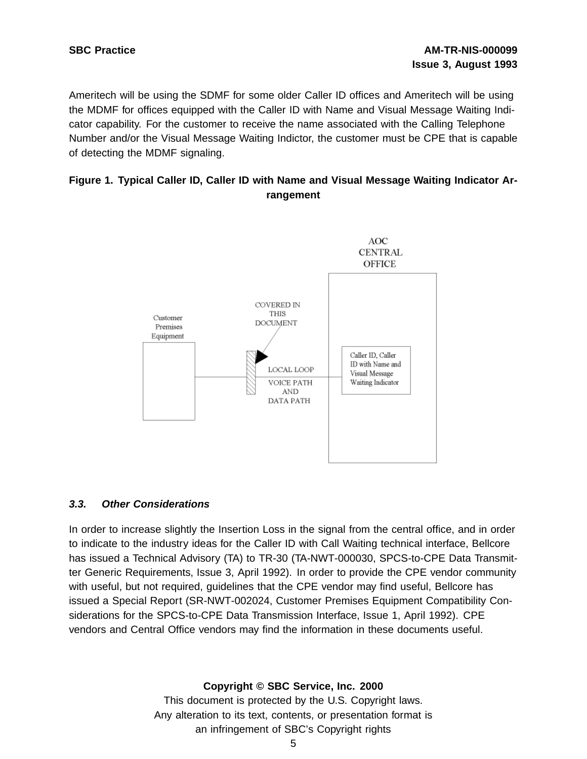Ameritech will be using the SDMF for some older Caller ID offices and Ameritech will be using the MDMF for offices equipped with the Caller ID with Name and Visual Message Waiting Indicator capability. For the customer to receive the name associated with the Calling Telephone Number and/or the Visual Message Waiting Indictor, the customer must be CPE that is capable of detecting the MDMF signaling.

**Figure 1. Typical Caller ID, Caller ID with Name and Visual Message Waiting Indicator Arrangement**

### 3.3. *Other Considerations*

In order to increase slightly the Insertion Loss in the signal from the central office, and in order to indicate to the industry ideas for the Caller ID with Call Waiting technical interface, Bellcore has issued a Technical Advisory (TA) to TR-30 (TA-NWT-000030, SPCS-to-CPE Data Transmitter Generic Requirements, Issue 3, April 1992). In order to provide the CPE vendor community with useful, but not required, guidelines that the CPE vendor may find useful, Bellcore has issued a Special Report (SR-NWT-002024, Customer Premises Equipment Compatibility Considerations for the SPCS-to-CPE Data Transmission Interface, Issue 1, April 1992). CPE vendors and Central Office vendors may find the information in these documents useful.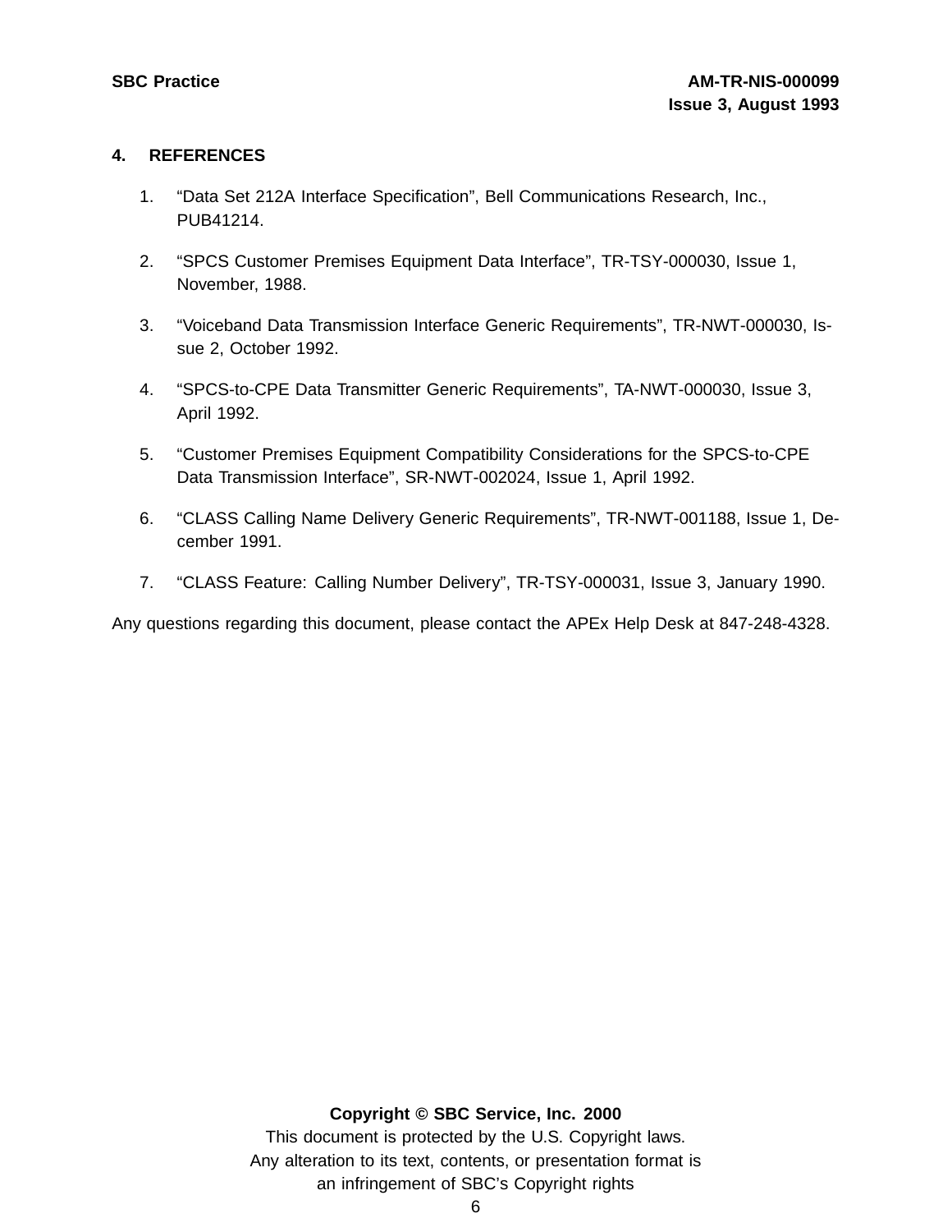## 4. REFERENCES

1. “Data Set 212A Interface Specification”, Bell Communications Research, Inc., PUB41214.
2. “SPCS Customer Premises Equipment Data Interface”, TR-TSY-000030, Issue 1, November, 1988.
3. “Voiceband Data Transmission Interface Generic Requirements”, TR-NWT-000030, Issue 2, October 1992.
4. “SPCS-to-CPE Data Transmitter Generic Requirements”, TA-NWT-000030, Issue 3, April 1992.
5. “Customer Premises Equipment Compatibility Considerations for the SPCS-to-CPE Data Transmission Interface”, SR-NWT-002024, Issue 1, April 1992.
6. “CLASS Calling Name Delivery Generic Requirements”, TR-NWT-001188, Issue 1, December 1991.
7. “CLASS Feature: Calling Number Delivery”, TR-TSY-000031, Issue 3, January 1990.

Any questions regarding this document, please contact the APEx Help Desk at 847-248-4328.

**Copyright © SBC Service, Inc. 2000**
This document is protected by the U.S. Copyright laws.
Any alteration to its text, contents, or presentation format is an infringement of SBC’s Copyright rights